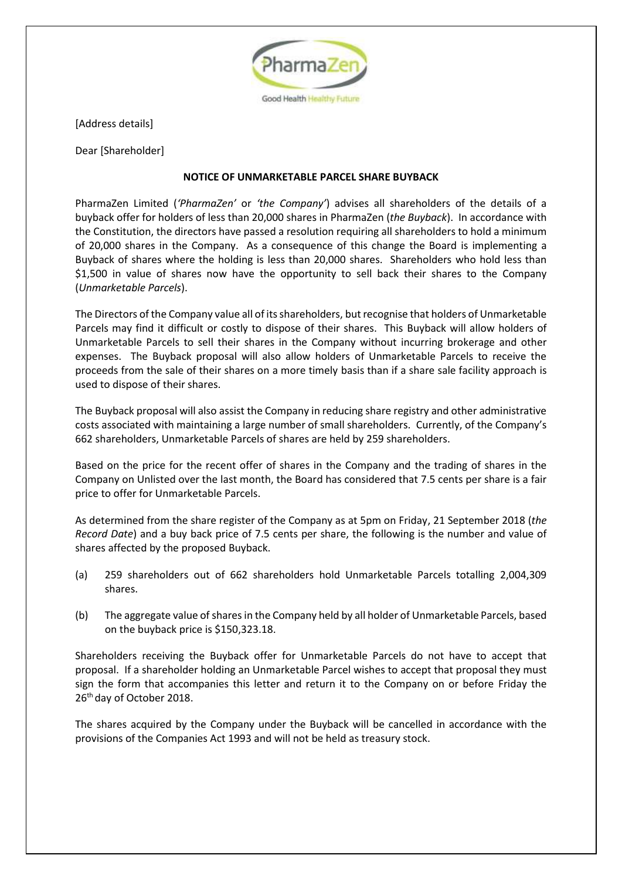[Address details]

Dear [Shareholder]

**NOTICE OF UNMARKETABLE PARCEL SHARE BUYBACK**

PharmaZen Limited (*'PharmaZen'* or *'the Company'*) advises all shareholders of the details of a buyback offer for holders of less than 20,000 shares in PharmaZen (*the Buyback*). In accordance with the Constitution, the directors have passed a resolution requiring all shareholders to hold a minimum of 20,000 shares in the Company. As a consequence of this change the Board is implementing a Buyback of shares where the holding is less than 20,000 shares. Shareholders who hold less than $1,500 in value of shares now have the opportunity to sell back their shares to the Company (*Unmarketable Parcels*).

The Directors of the Company value all of its shareholders, but recognise that holders of Unmarketable Parcels may find it difficult or costly to dispose of their shares. This Buyback will allow holders of Unmarketable Parcels to sell their shares in the Company without incurring brokerage and other expenses. The Buyback proposal will also allow holders of Unmarketable Parcels to receive the proceeds from the sale of their shares on a more timely basis than if a share sale facility approach is used to dispose of their shares.

The Buyback proposal will also assist the Company in reducing share registry and other administrative costs associated with maintaining a large number of small shareholders. Currently, of the Company's 662 shareholders, Unmarketable Parcels of shares are held by 259 shareholders.

Based on the price for the recent offer of shares in the Company and the trading of shares in the Company on Unlisted over the last month, the Board has considered that 7.5 cents per share is a fair price to offer for Unmarketable Parcels.

As determined from the share register of the Company as at 5pm on Friday, 21 September 2018 (*the Record Date*) and a buy back price of 7.5 cents per share, the following is the number and value of shares affected by the proposed Buyback.

(a) 259 shareholders out of 662 shareholders hold Unmarketable Parcels totalling 2,004,309 shares.

(b) The aggregate value of shares in the Company held by all holder of Unmarketable Parcels, based on the buyback price is $150,323.18.

Shareholders receiving the Buyback offer for Unmarketable Parcels do not have to accept that proposal. If a shareholder holding an Unmarketable Parcel wishes to accept that proposal they must sign the form that accompanies this letter and return it to the Company on or before Friday the 26th day of October 2018.

The shares acquired by the Company under the Buyback will be cancelled in accordance with the provisions of the Companies Act 1993 and will not be held as treasury stock.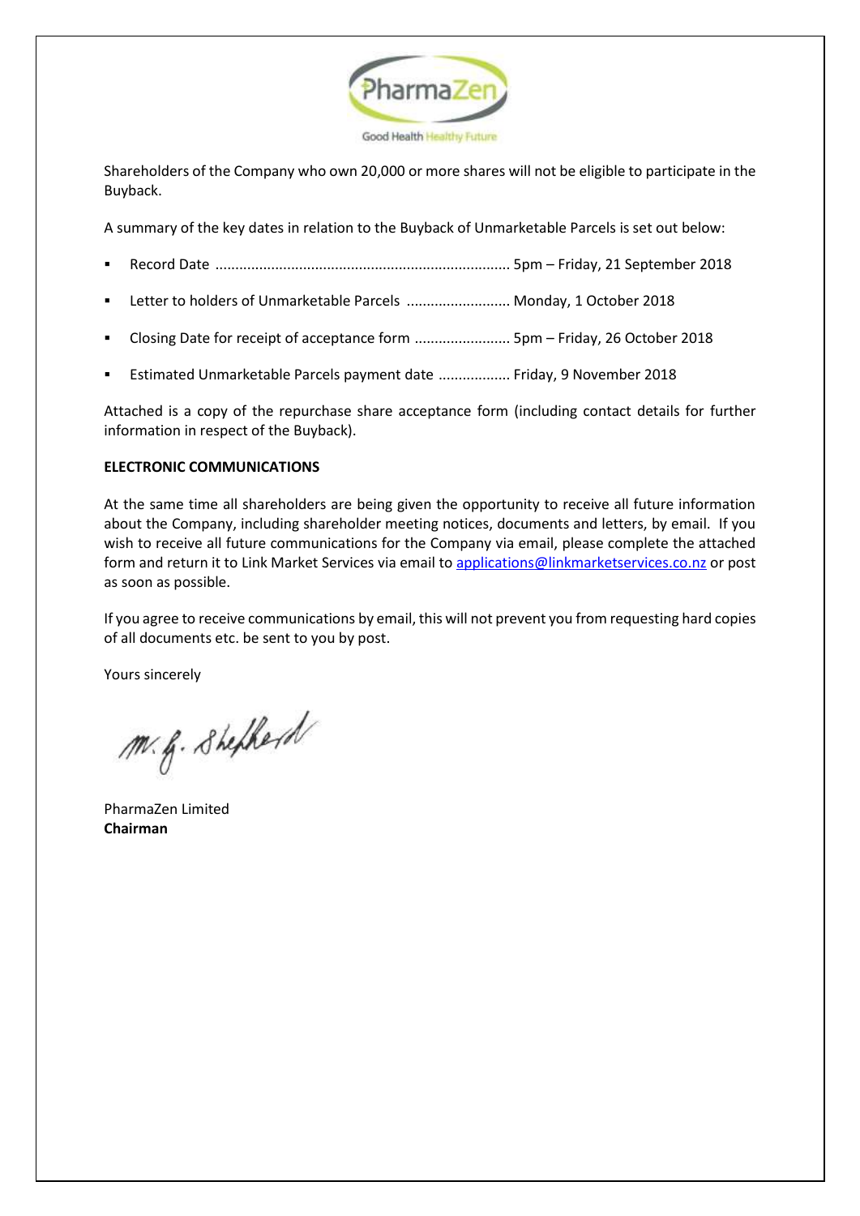Shareholders of the Company who own 20,000 or more shares will not be eligible to participate in the Buyback.

A summary of the key dates in relation to the Buyback of Unmarketable Parcels is set out below:

- Record Date ......................................................................... 5pm – Friday, 21 September 2018
- Letter to holders of Unmarketable Parcels .......................... Monday, 1 October 2018
- Closing Date for receipt of acceptance form ........................ 5pm – Friday, 26 October 2018
- Estimated Unmarketable Parcels payment date .................. Friday, 9 November 2018

Attached is a copy of the repurchase share acceptance form (including contact details for further information in respect of the Buyback).

**ELECTRONIC COMMUNICATIONS**

At the same time all shareholders are being given the opportunity to receive all future information about the Company, including shareholder meeting notices, documents and letters, by email. If you wish to receive all future communications for the Company via email, please complete the attached form and return it to Link Market Services via email to applications@linkmarketservices.co.nz or post as soon as possible.

If you agree to receive communications by email, this will not prevent you from requesting hard copies of all documents etc. be sent to you by post.

Yours sincerely

M. G. Shepherd

PharmaZen Limited
**Chairman**